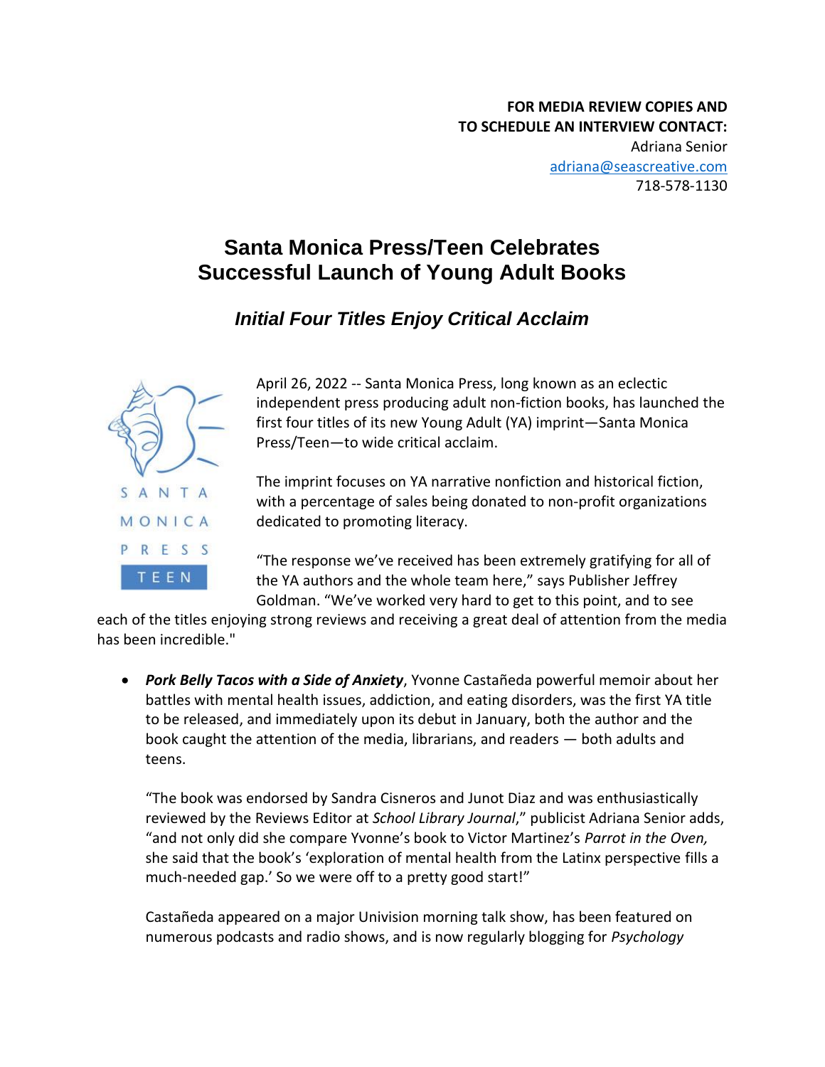**FOR MEDIA REVIEW COPIES AND TO SCHEDULE AN INTERVIEW CONTACT:**
Adriana Senior
adriana@seascreative.com
718-578-1130

# Santa Monica Press/Teen Celebrates Successful Launch of Young Adult Books

## *Initial Four Titles Enjoy Critical Acclaim*

SANTA MONICA PRESS TEEN

April 26, 2022 -- Santa Monica Press, long known as an eclectic independent press producing adult non-fiction books, has launched the first four titles of its new Young Adult (YA) imprint—Santa Monica Press/Teen—to wide critical acclaim.

The imprint focuses on YA narrative nonfiction and historical fiction, with a percentage of sales being donated to non-profit organizations dedicated to promoting literacy.

"The response we've received has been extremely gratifying for all of the YA authors and the whole team here," says Publisher Jeffrey Goldman. "We've worked very hard to get to this point, and to see each of the titles enjoying strong reviews and receiving a great deal of attention from the media has been incredible."

- ***Pork Belly Tacos with a Side of Anxiety***, Yvonne Castañeda powerful memoir about her battles with mental health issues, addiction, and eating disorders, was the first YA title to be released, and immediately upon its debut in January, both the author and the book caught the attention of the media, librarians, and readers — both adults and teens.

  "The book was endorsed by Sandra Cisneros and Junot Diaz and was enthusiastically reviewed by the Reviews Editor at *School Library Journal*," publicist Adriana Senior adds, "and not only did she compare Yvonne's book to Victor Martinez's *Parrot in the Oven,* she said that the book's 'exploration of mental health from the Latinx perspective fills a much-needed gap.' So we were off to a pretty good start!"

  Castañeda appeared on a major Univision morning talk show, has been featured on numerous podcasts and radio shows, and is now regularly blogging for *Psychology*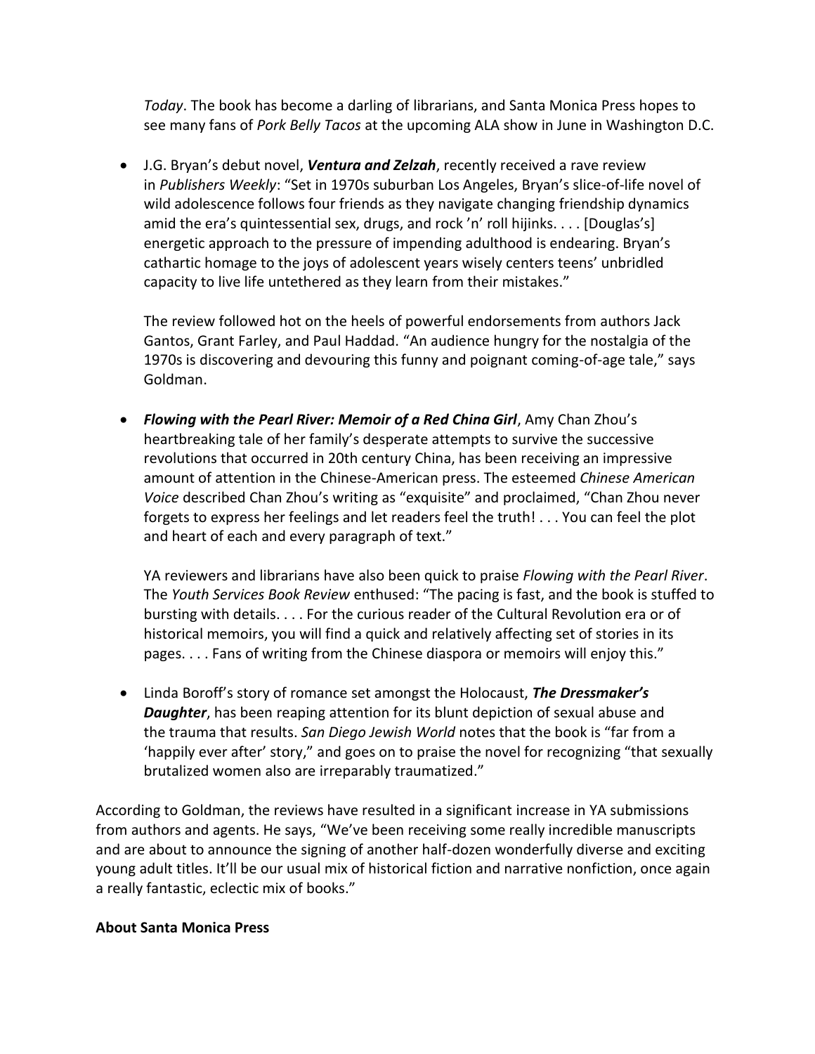*Today*. The book has become a darling of librarians, and Santa Monica Press hopes to see many fans of *Pork Belly Tacos* at the upcoming ALA show in June in Washington D.C.

- J.G. Bryan's debut novel, ***Ventura and Zelzah***, recently received a rave review in *Publishers Weekly*: "Set in 1970s suburban Los Angeles, Bryan's slice-of-life novel of wild adolescence follows four friends as they navigate changing friendship dynamics amid the era's quintessential sex, drugs, and rock 'n' roll hijinks. . . . [Douglas's] energetic approach to the pressure of impending adulthood is endearing. Bryan's cathartic homage to the joys of adolescent years wisely centers teens' unbridled capacity to live life untethered as they learn from their mistakes."

  The review followed hot on the heels of powerful endorsements from authors Jack Gantos, Grant Farley, and Paul Haddad. "An audience hungry for the nostalgia of the 1970s is discovering and devouring this funny and poignant coming-of-age tale," says Goldman.

- ***Flowing with the Pearl River: Memoir of a Red China Girl***, Amy Chan Zhou's heartbreaking tale of her family's desperate attempts to survive the successive revolutions that occurred in 20th century China, has been receiving an impressive amount of attention in the Chinese-American press. The esteemed *Chinese American Voice* described Chan Zhou's writing as "exquisite" and proclaimed, "Chan Zhou never forgets to express her feelings and let readers feel the truth! . . . You can feel the plot and heart of each and every paragraph of text."

  YA reviewers and librarians have also been quick to praise *Flowing with the Pearl River*. The *Youth Services Book Review* enthused: "The pacing is fast, and the book is stuffed to bursting with details. . . . For the curious reader of the Cultural Revolution era or of historical memoirs, you will find a quick and relatively affecting set of stories in its pages. . . . Fans of writing from the Chinese diaspora or memoirs will enjoy this."

- Linda Boroff's story of romance set amongst the Holocaust, ***The Dressmaker's Daughter***, has been reaping attention for its blunt depiction of sexual abuse and the trauma that results. *San Diego Jewish World* notes that the book is "far from a 'happily ever after' story," and goes on to praise the novel for recognizing "that sexually brutalized women also are irreparably traumatized."

According to Goldman, the reviews have resulted in a significant increase in YA submissions from authors and agents. He says, "We've been receiving some really incredible manuscripts and are about to announce the signing of another half-dozen wonderfully diverse and exciting young adult titles. It'll be our usual mix of historical fiction and narrative nonfiction, once again a really fantastic, eclectic mix of books."

**About Santa Monica Press**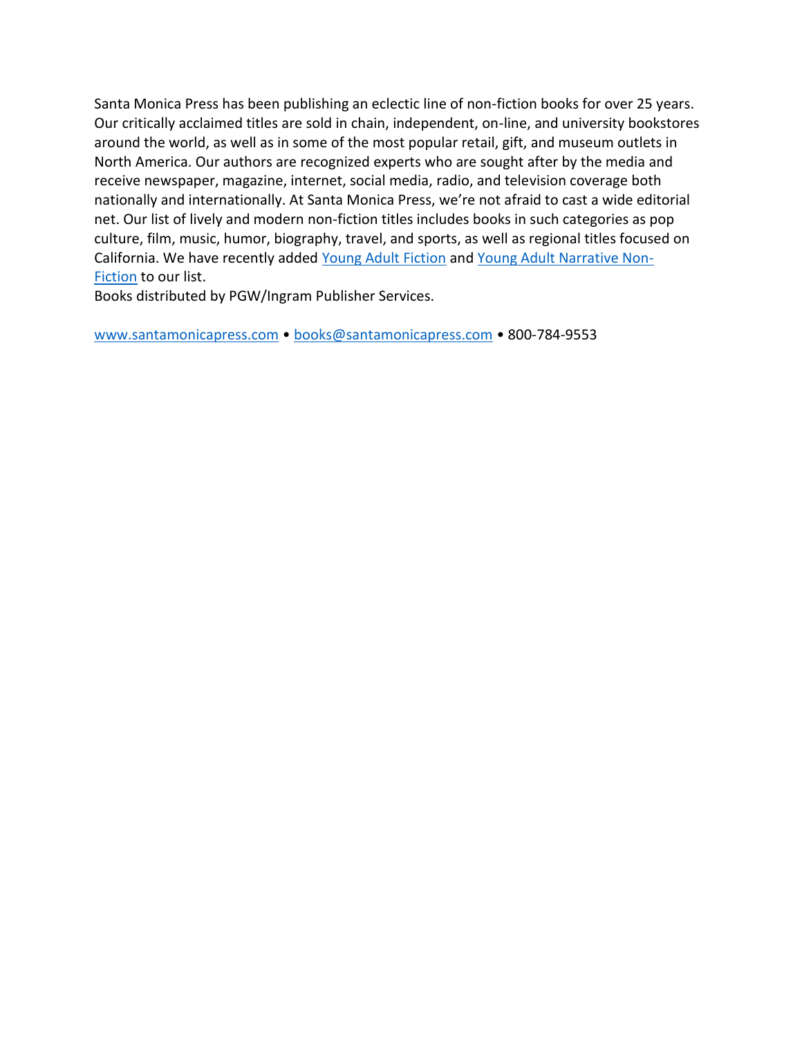Santa Monica Press has been publishing an eclectic line of non-fiction books for over 25 years. Our critically acclaimed titles are sold in chain, independent, on-line, and university bookstores around the world, as well as in some of the most popular retail, gift, and museum outlets in North America. Our authors are recognized experts who are sought after by the media and receive newspaper, magazine, internet, social media, radio, and television coverage both nationally and internationally. At Santa Monica Press, we're not afraid to cast a wide editorial net. Our list of lively and modern non-fiction titles includes books in such categories as pop culture, film, music, humor, biography, travel, and sports, as well as regional titles focused on California. We have recently added Young Adult Fiction and Young Adult Narrative Non-Fiction to our list.

Books distributed by PGW/Ingram Publisher Services.

www.santamonicapress.com • books@santamonicapress.com • 800-784-9553